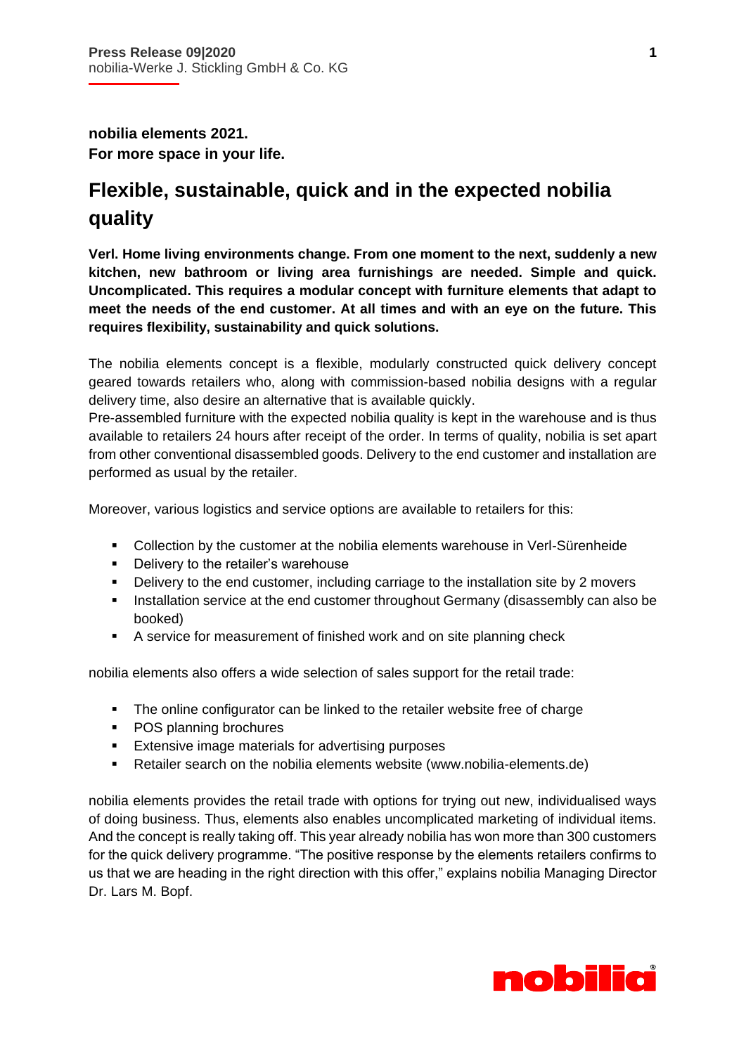**Press Release 09|2020**
nobilia-Werke J. Stickling GmbH & Co. KG

**nobilia elements 2021.**
**For more space in your life.**

# Flexible, sustainable, quick and in the expected nobilia quality

**Verl. Home living environments change. From one moment to the next, suddenly a new kitchen, new bathroom or living area furnishings are needed. Simple and quick. Uncomplicated. This requires a modular concept with furniture elements that adapt to meet the needs of the end customer. At all times and with an eye on the future. This requires flexibility, sustainability and quick solutions.**

The nobilia elements concept is a flexible, modularly constructed quick delivery concept geared towards retailers who, along with commission-based nobilia designs with a regular delivery time, also desire an alternative that is available quickly.
Pre-assembled furniture with the expected nobilia quality is kept in the warehouse and is thus available to retailers 24 hours after receipt of the order. In terms of quality, nobilia is set apart from other conventional disassembled goods. Delivery to the end customer and installation are performed as usual by the retailer.

Moreover, various logistics and service options are available to retailers for this:

- Collection by the customer at the nobilia elements warehouse in Verl-Sürenheide
- Delivery to the retailer's warehouse
- Delivery to the end customer, including carriage to the installation site by 2 movers
- Installation service at the end customer throughout Germany (disassembly can also be booked)
- A service for measurement of finished work and on site planning check

nobilia elements also offers a wide selection of sales support for the retail trade:

- The online configurator can be linked to the retailer website free of charge
- POS planning brochures
- Extensive image materials for advertising purposes
- Retailer search on the nobilia elements website (www.nobilia-elements.de)

nobilia elements provides the retail trade with options for trying out new, individualised ways of doing business. Thus, elements also enables uncomplicated marketing of individual items. And the concept is really taking off. This year already nobilia has won more than 300 customers for the quick delivery programme. "The positive response by the elements retailers confirms to us that we are heading in the right direction with this offer," explains nobilia Managing Director Dr. Lars M. Bopf.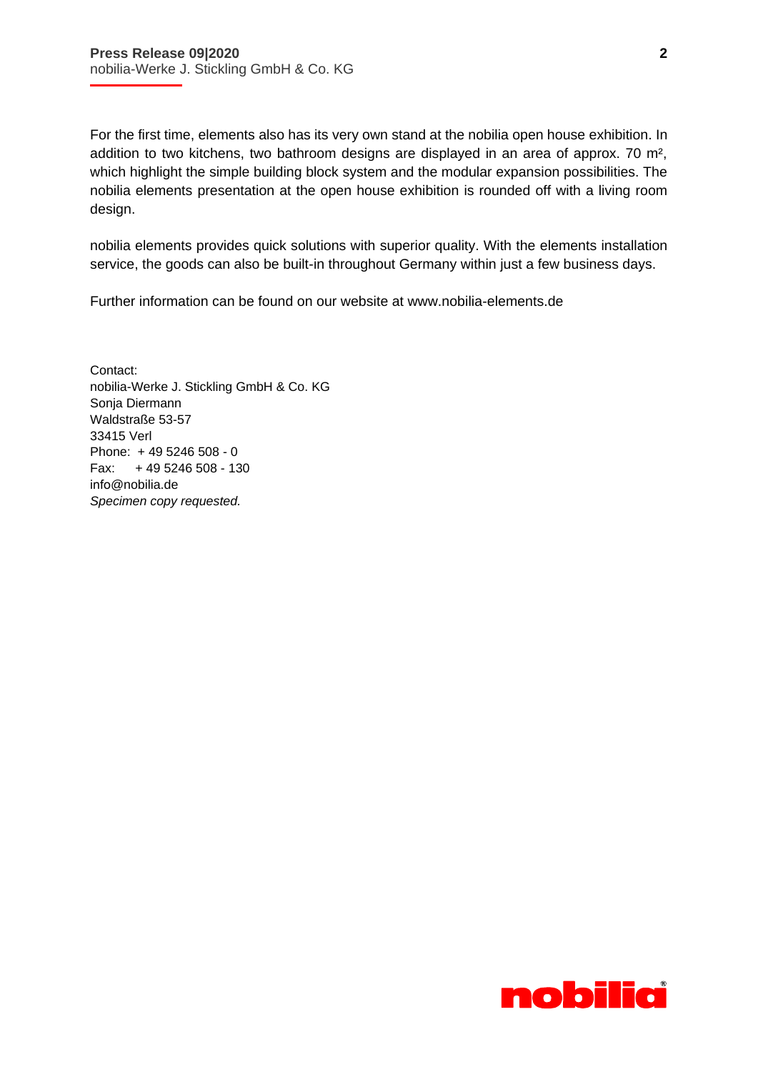For the first time, elements also has its very own stand at the nobilia open house exhibition. In addition to two kitchens, two bathroom designs are displayed in an area of approx. 70 m², which highlight the simple building block system and the modular expansion possibilities. The nobilia elements presentation at the open house exhibition is rounded off with a living room design.

nobilia elements provides quick solutions with superior quality. With the elements installation service, the goods can also be built-in throughout Germany within just a few business days.

Further information can be found on our website at www.nobilia-elements.de

Contact:
nobilia-Werke J. Stickling GmbH & Co. KG
Sonja Diermann
Waldstraße 53-57
33415 Verl
Phone: + 49 5246 508 - 0
Fax: + 49 5246 508 - 130
info@nobilia.de
*Specimen copy requested.*